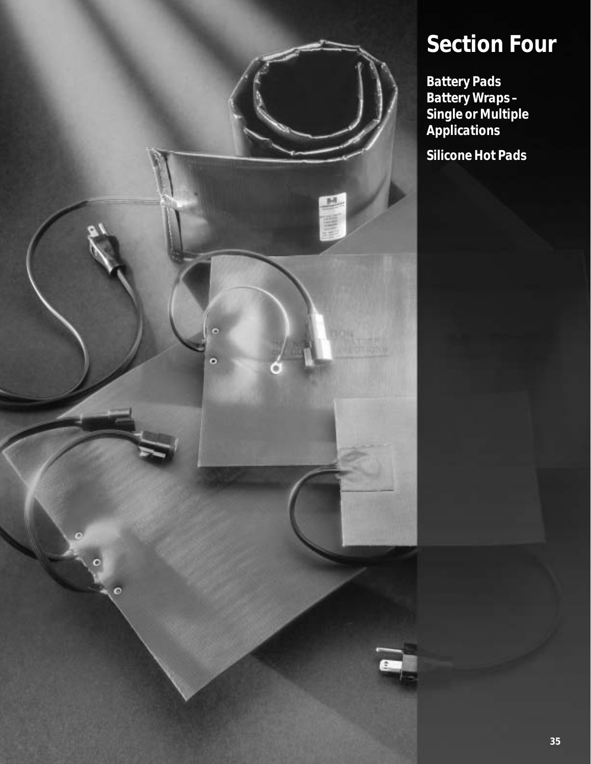# Section Four

**Battery Pads**
**Battery Wraps – Single or Multiple Applications**

**Silicone Hot Pads**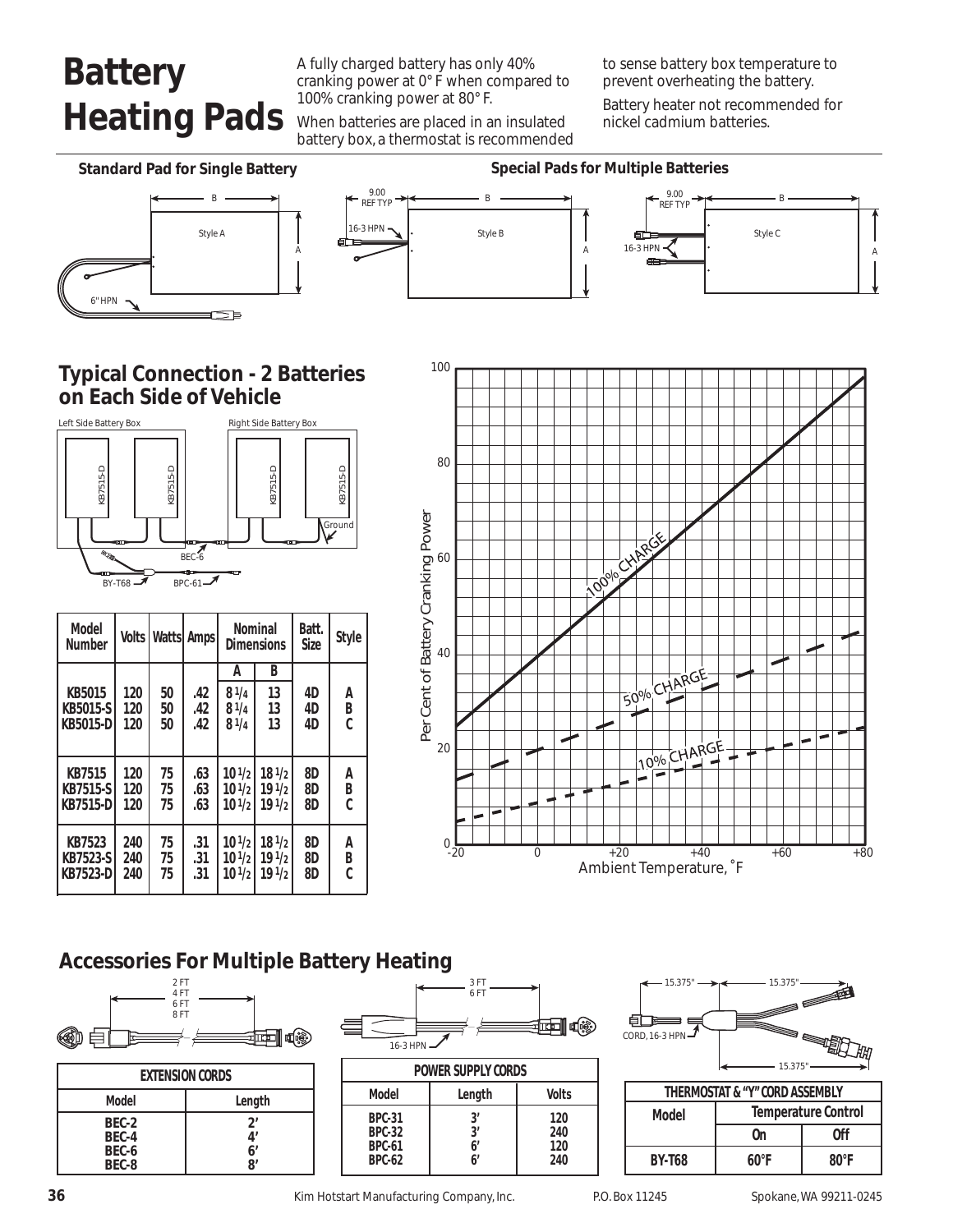# Battery Heating Pads

A fully charged battery has only 40% cranking power at 0° F when compared to 100% cranking power at 80° F.

When batteries are placed in an insulated battery box, a thermostat is recommended to sense battery box temperature to prevent overheating the battery.

Battery heater not recommended for nickel cadmium batteries.

**Standard Pad for Single Battery**

**Special Pads for Multiple Batteries**

## Typical Connection - 2 Batteries on Each Side of Vehicle

| Model Number | Volts | Watts | Amps | Nominal Dimensions | | Batt. Size | Style |
|---|---|---|---|---|---|---|---|
| | | | | A | B | | |
| KB5015 | 120 | 50 | .42 | 8 1/4 | 13 | 4D | A |
| KB5015-S | 120 | 50 | .42 | 8 1/4 | 13 | 4D | B |
| KB5015-D | 120 | 50 | .42 | 8 1/4 | 13 | 4D | C |
| KB7515 | 120 | 75 | .63 | 10 1/2 | 18 1/2 | 8D | A |
| KB7515-S | 120 | 75 | .63 | 10 1/2 | 19 1/2 | 8D | B |
| KB7515-D | 120 | 75 | .63 | 10 1/2 | 19 1/2 | 8D | C |
| KB7523 | 240 | 75 | .31 | 10 1/2 | 18 1/2 | 8D | A |
| KB7523-S | 240 | 75 | .31 | 10 1/2 | 19 1/2 | 8D | B |
| KB7523-D | 240 | 75 | .31 | 10 1/2 | 19 1/2 | 8D | C |

## Accessories For Multiple Battery Heating

| EXTENSION CORDS | |
|---|---|
| Model | Length |
| BEC-2 | 2' |
| BEC-4 | 4' |
| BEC-6 | 6' |
| BEC-8 | 8' |

| POWER SUPPLY CORDS | | |
|---|---|---|
| Model | Length | Volts |
| BPC-31 | 3' | 120 |
| BPC-32 | 3' | 240 |
| BPC-61 | 6' | 120 |
| BPC-62 | 6' | 240 |

| THERMOSTAT & "Y" CORD ASSEMBLY | | |
|---|---|---|
| Model | Temperature Control | |
| | On | Off |
| BY-T68 | 60°F | 80°F |

Kim Hotstart Manufacturing Company, Inc. P.O. Box 11245 Spokane, WA 99211-0245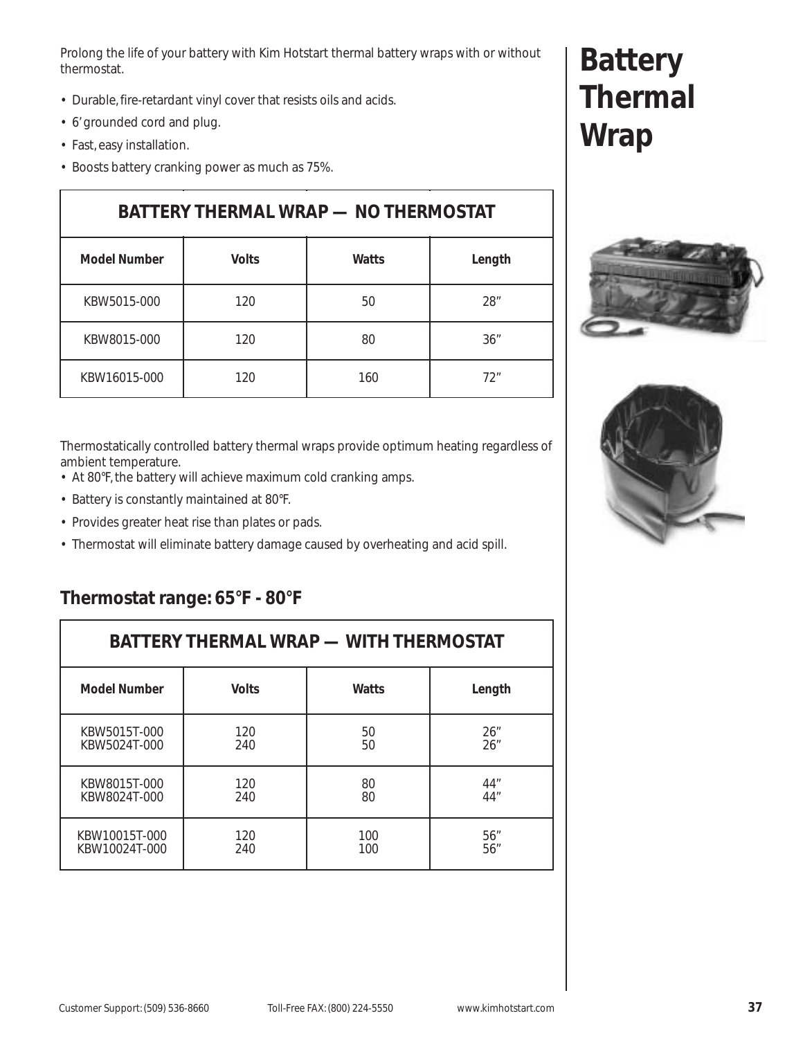# Battery Thermal Wrap

Prolong the life of your battery with Kim Hotstart thermal battery wraps with or without thermostat.

- Durable, fire-retardant vinyl cover that resists oils and acids.
- 6' grounded cord and plug.
- Fast, easy installation.
- Boosts battery cranking power as much as 75%.

**BATTERY THERMAL WRAP — NO THERMOSTAT**

| Model Number | Volts | Watts | Length |
|---|---|---|---|
| KBW5015-000 | 120 | 50 | 28" |
| KBW8015-000 | 120 | 80 | 36" |
| KBW16015-000 | 120 | 160 | 72" |

Thermostatically controlled battery thermal wraps provide optimum heating regardless of ambient temperature.

- At 80°F, the battery will achieve maximum cold cranking amps.
- Battery is constantly maintained at 80°F.
- Provides greater heat rise than plates or pads.
- Thermostat will eliminate battery damage caused by overheating and acid spill.

## Thermostat range: 65°F - 80°F

**BATTERY THERMAL WRAP — WITH THERMOSTAT**

| Model Number | Volts | Watts | Length |
|---|---|---|---|
| KBW5015T-000 | 120 | 50 | 26" |
| KBW5024T-000 | 240 | 50 | 26" |
| KBW8015T-000 | 120 | 80 | 44" |
| KBW8024T-000 | 240 | 80 | 44" |
| KBW10015T-000 | 120 | 100 | 56" |
| KBW10024T-000 | 240 | 100 | 56" |

Customer Support: (509) 536-8660 Toll-Free FAX: (800) 224-5550 www.kimhotstart.com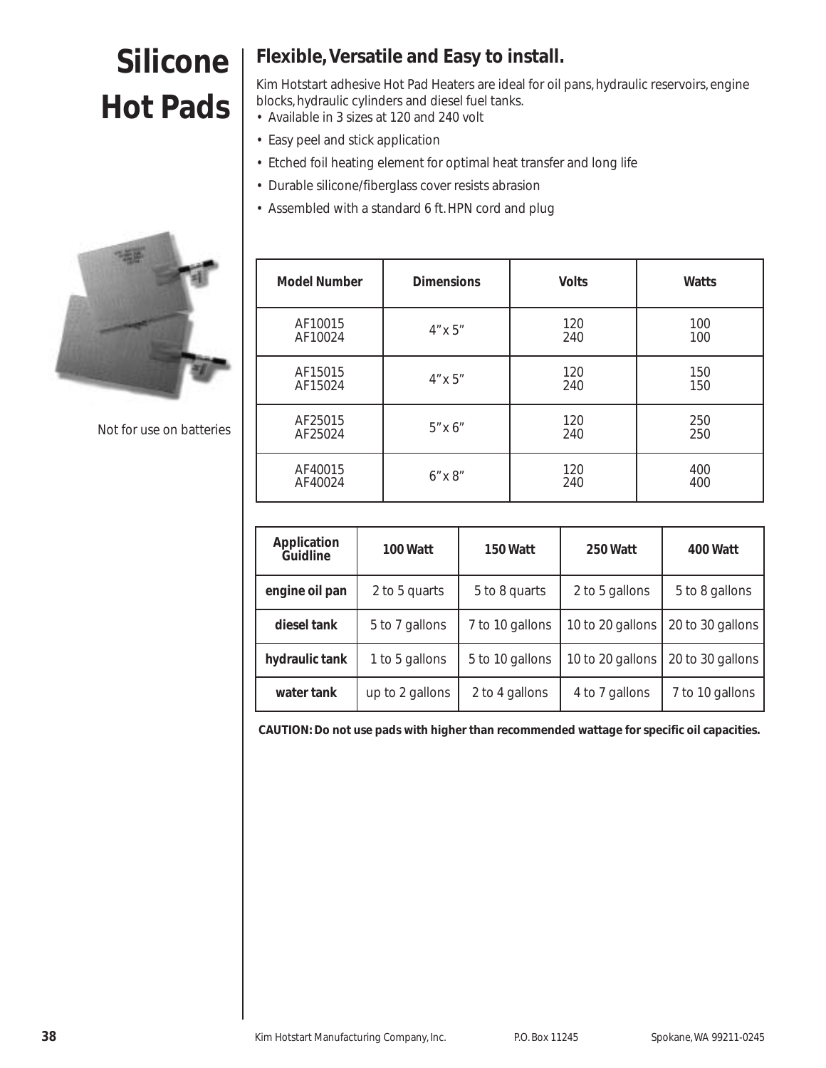# Silicone Hot Pads

## Flexible, Versatile and Easy to install.

Kim Hotstart adhesive Hot Pad Heaters are ideal for oil pans, hydraulic reservoirs, engine blocks, hydraulic cylinders and diesel fuel tanks.

- Available in 3 sizes at 120 and 240 volt
- Easy peel and stick application
- Etched foil heating element for optimal heat transfer and long life
- Durable silicone/fiberglass cover resists abrasion
- Assembled with a standard 6 ft. HPN cord and plug

Not for use on batteries

| Model Number | Dimensions | Volts | Watts |
|---|---|---|---|
| AF10015<br>AF10024 | 4" x 5" | 120<br>240 | 100<br>100 |
| AF15015<br>AF15024 | 4" x 5" | 120<br>240 | 150<br>150 |
| AF25015<br>AF25024 | 5" x 6" | 120<br>240 | 250<br>250 |
| AF40015<br>AF40024 | 6" x 8" | 120<br>240 | 400<br>400 |

| Application Guidline | 100 Watt | 150 Watt | 250 Watt | 400 Watt |
|---|---|---|---|---|
| **engine oil pan** | 2 to 5 quarts | 5 to 8 quarts | 2 to 5 gallons | 5 to 8 gallons |
| **diesel tank** | 5 to 7 gallons | 7 to 10 gallons | 10 to 20 gallons | 20 to 30 gallons |
| **hydraulic tank** | 1 to 5 gallons | 5 to 10 gallons | 10 to 20 gallons | 20 to 30 gallons |
| **water tank** | up to 2 gallons | 2 to 4 gallons | 4 to 7 gallons | 7 to 10 gallons |

**CAUTION: Do not use pads with higher than recommended wattage for specific oil capacities.**

Kim Hotstart Manufacturing Company, Inc. P.O. Box 11245 Spokane, WA 99211-0245